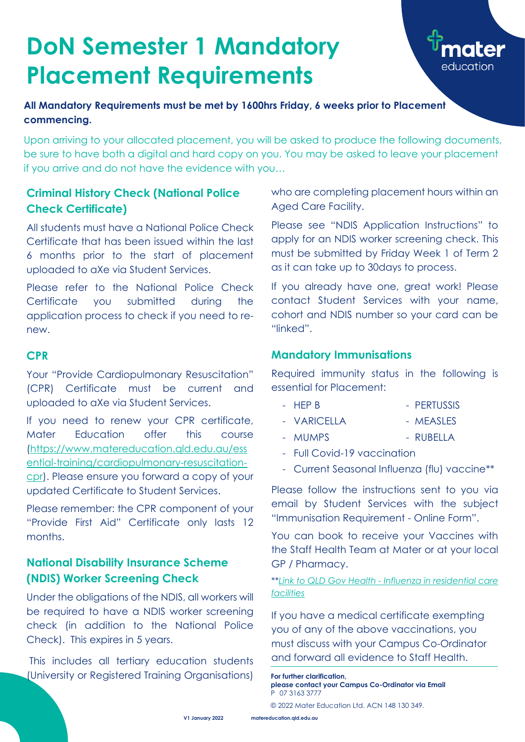# DoN Semester 1 Mandatory Placement Requirements

**All Mandatory Requirements must be met by 1600hrs Friday, 6 weeks prior to Placement commencing.**

Upon arriving to your allocated placement, you will be asked to produce the following documents, be sure to have both a digital and hard copy on you. You may be asked to leave your placement if you arrive and do not have the evidence with you…

## Criminal History Check (National Police Check Certificate)

All students must have a National Police Check Certificate that has been issued within the last 6 months prior to the start of placement uploaded to aXe via Student Services.

Please refer to the National Police Check Certificate you submitted during the application process to check if you need to re-new.

## CPR

Your "Provide Cardiopulmonary Resuscitation" (CPR) Certificate must be current and uploaded to aXe via Student Services.

If you need to renew your CPR certificate, Mater Education offer this course ([https://www.matereducation.qld.edu.au/essential-training/cardiopulmonary-resuscitation-cpr](https://www.matereducation.qld.edu.au/essential-training/cardiopulmonary-resuscitation-cpr)). Please ensure you forward a copy of your updated Certificate to Student Services.

Please remember: the CPR component of your "Provide First Aid" Certificate only lasts 12 months.

## National Disability Insurance Scheme (NDIS) Worker Screening Check

Under the obligations of the NDIS, all workers will be required to have a NDIS worker screening check (in addition to the National Police Check). This expires in 5 years.

This includes all tertiary education students (University or Registered Training Organisations) who are completing placement hours within an Aged Care Facility.

Please see "NDIS Application Instructions" to apply for an NDIS worker screening check. This must be submitted by Friday Week 1 of Term 2 as it can take up to 30days to process.

If you already have one, great work! Please contact Student Services with your name, cohort and NDIS number so your card can be "linked".

## Mandatory Immunisations

Required immunity status in the following is essential for Placement:

- HEP B
- PERTUSSIS
- VARICELLA
- MEASLES
- MUMPS
- RUBELLA
- Full Covid-19 vaccination
- Current Seasonal Influenza (flu) vaccine**

Please follow the instructions sent to you via email by Student Services with the subject "Immunisation Requirement - Online Form".

You can book to receive your Vaccines with the Staff Health Team at Mater or at your local GP / Pharmacy.

**Link to QLD Gov Health - Influenza in residential care facilities*

If you have a medical certificate exempting you of any of the above vaccinations, you must discuss with your Campus Co-Ordinator and forward all evidence to Staff Health.

**For further clarification, please contact your Campus Co-Ordinator via Email**
P 07 3163 3777

© 2022 Mater Education Ltd. ACN 148 130 349.

V1 January 2022 matereducation.qld.edu.au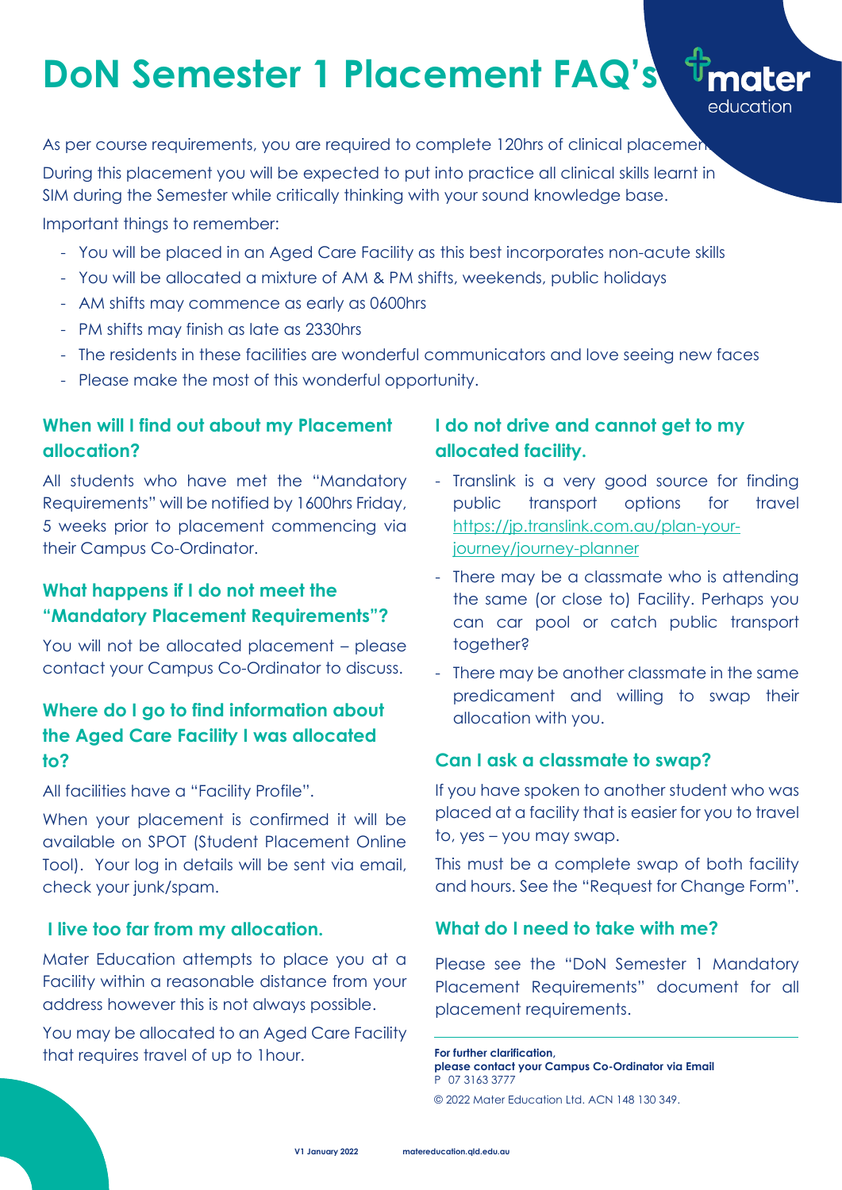# DoN Semester 1 Placement FAQ's

As per course requirements, you are required to complete 120hrs of clinical placement.

During this placement you will be expected to put into practice all clinical skills learnt in SIM during the Semester while critically thinking with your sound knowledge base.

Important things to remember:

- You will be placed in an Aged Care Facility as this best incorporates non-acute skills
- You will be allocated a mixture of AM & PM shifts, weekends, public holidays
- AM shifts may commence as early as 0600hrs
- PM shifts may finish as late as 2330hrs
- The residents in these facilities are wonderful communicators and love seeing new faces
- Please make the most of this wonderful opportunity.

### When will I find out about my Placement allocation?

All students who have met the "Mandatory Requirements" will be notified by 1600hrs Friday, 5 weeks prior to placement commencing via their Campus Co-Ordinator.

### What happens if I do not meet the "Mandatory Placement Requirements"?

You will not be allocated placement – please contact your Campus Co-Ordinator to discuss.

### Where do I go to find information about the Aged Care Facility I was allocated to?

All facilities have a "Facility Profile".

When your placement is confirmed it will be available on SPOT (Student Placement Online Tool). Your log in details will be sent via email, check your junk/spam.

### I live too far from my allocation.

Mater Education attempts to place you at a Facility within a reasonable distance from your address however this is not always possible.

You may be allocated to an Aged Care Facility that requires travel of up to 1hour.

### I do not drive and cannot get to my allocated facility.

- Translink is a very good source for finding public transport options for travel https://jp.translink.com.au/plan-your-journey/journey-planner
- There may be a classmate who is attending the same (or close to) Facility. Perhaps you can car pool or catch public transport together?
- There may be another classmate in the same predicament and willing to swap their allocation with you.

### Can I ask a classmate to swap?

If you have spoken to another student who was placed at a facility that is easier for you to travel to, yes – you may swap.

This must be a complete swap of both facility and hours. See the "Request for Change Form".

### What do I need to take with me?

Please see the "DoN Semester 1 Mandatory Placement Requirements" document for all placement requirements.

**For further clarification,**
**please contact your Campus Co-Ordinator via Email**
P 07 3163 3777

© 2022 Mater Education Ltd. ACN 148 130 349.

V1 January 2022 matereducation.qld.edu.au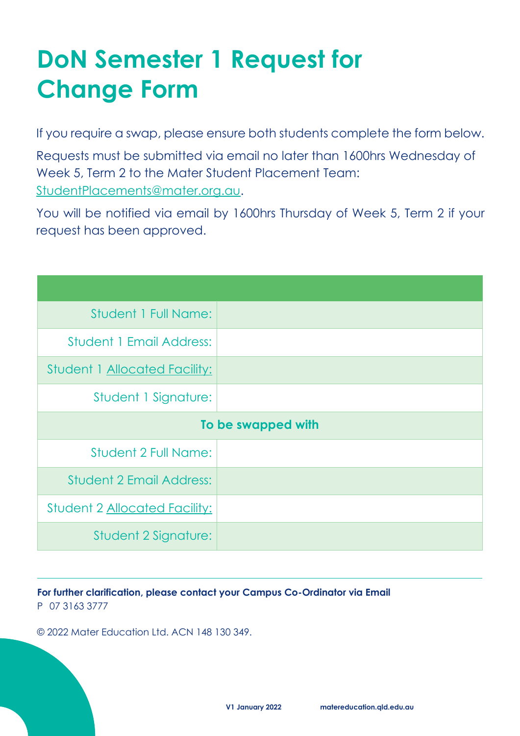# DoN Semester 1 Request for Change Form

If you require a swap, please ensure both students complete the form below.

Requests must be submitted via email no later than 1600hrs Wednesday of Week 5, Term 2 to the Mater Student Placement Team: StudentPlacements@mater.org.au.

You will be notified via email by 1600hrs Thursday of Week 5, Term 2 if your request has been approved.

| | |
|---|---|
| Student 1 Full Name: | |
| Student 1 Email Address: | |
| Student 1 Allocated Facility: | |
| Student 1 Signature: | |
| **To be swapped with** | |
| Student 2 Full Name: | |
| Student 2 Email Address: | |
| Student 2 Allocated Facility: | |
| Student 2 Signature: | |

**For further clarification, please contact your Campus Co-Ordinator via Email**
P 07 3163 3777

© 2022 Mater Education Ltd. ACN 148 130 349.

V1 January 2022 materеducation.qld.edu.au